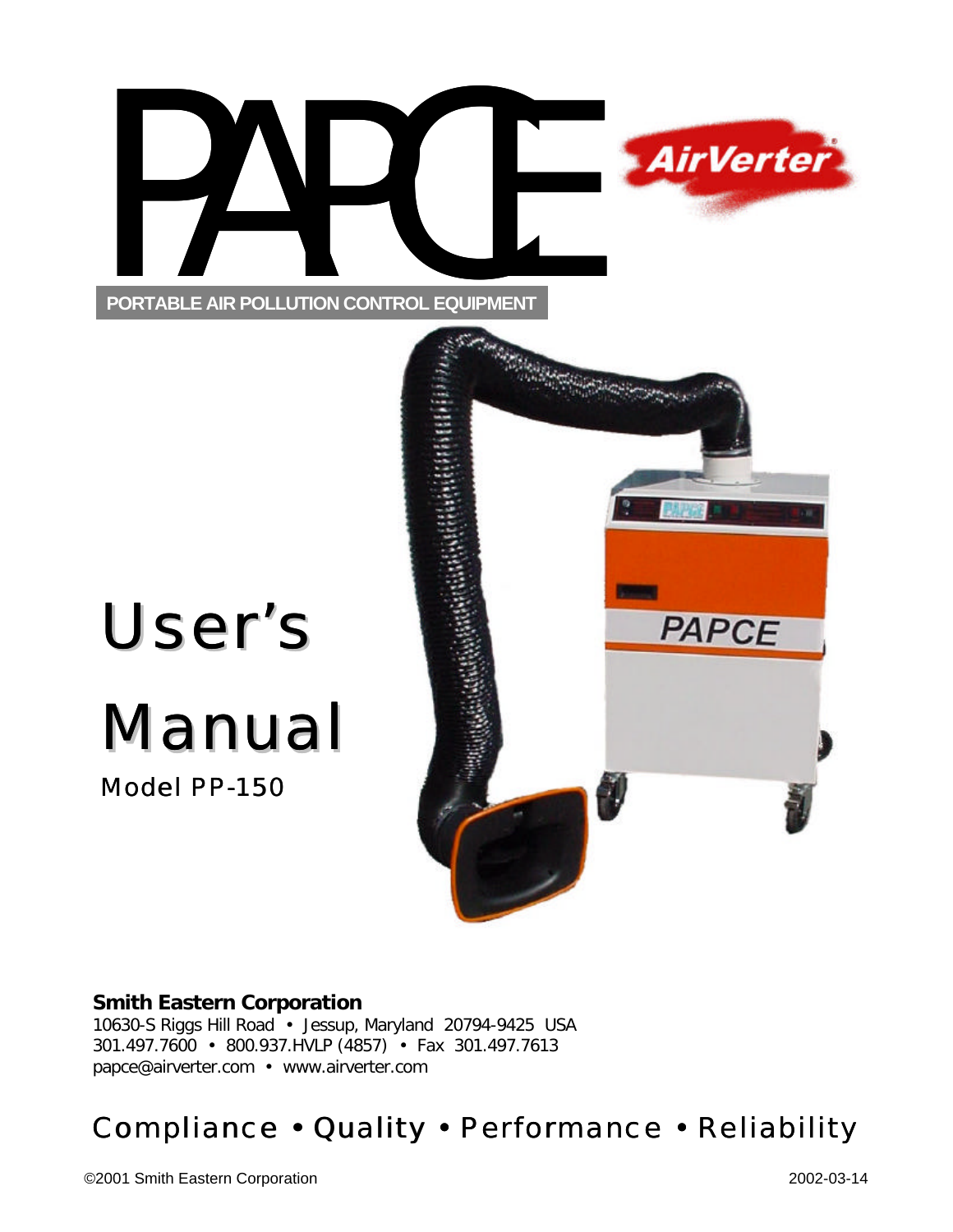# PAPCE

AirVerter

PORTABLE AIR POLLUTION CONTROL EQUIPMENT

# User's Manual

Model PP-150

**Smith Eastern Corporation**
10630-S Riggs Hill Road • Jessup, Maryland 20794-9425 USA
301.497.7600 • 800.937.HVLP (4857) • Fax 301.497.7613
papce@airverter.com • www.airverter.com

Compliance • Quality • Performance • Reliability

©2001 Smith Eastern Corporation 2002-03-14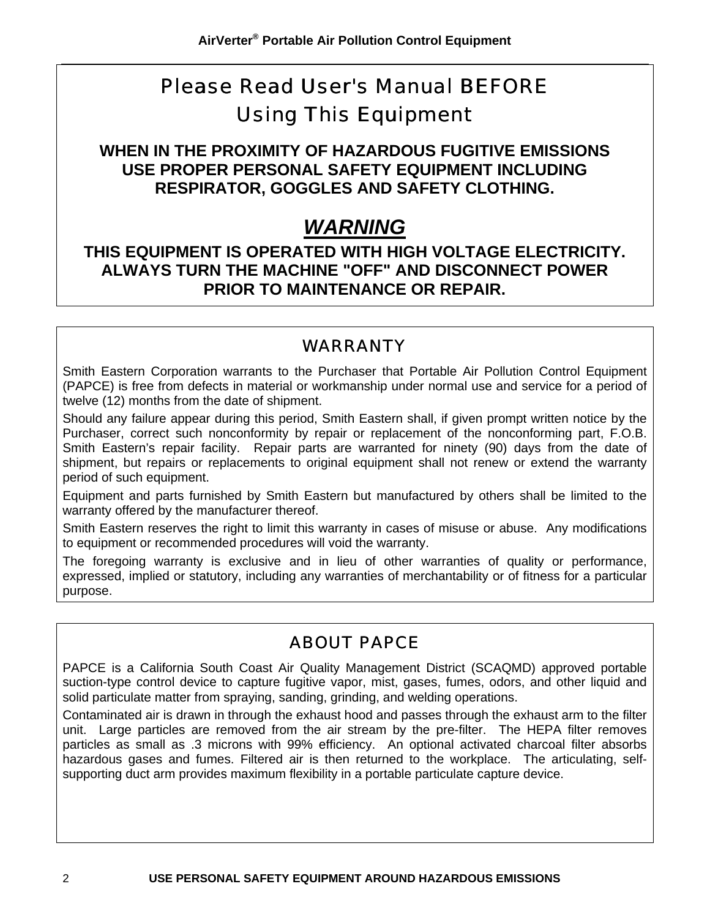# Please Read User's Manual BEFORE Using This Equipment

**WHEN IN THE PROXIMITY OF HAZARDOUS FUGITIVE EMISSIONS USE PROPER PERSONAL SAFETY EQUIPMENT INCLUDING RESPIRATOR, GOGGLES AND SAFETY CLOTHING.**

***WARNING***

**THIS EQUIPMENT IS OPERATED WITH HIGH VOLTAGE ELECTRICITY. ALWAYS TURN THE MACHINE "OFF" AND DISCONNECT POWER PRIOR TO MAINTENANCE OR REPAIR.**

## WARRANTY

Smith Eastern Corporation warrants to the Purchaser that Portable Air Pollution Control Equipment (PAPCE) is free from defects in material or workmanship under normal use and service for a period of twelve (12) months from the date of shipment.

Should any failure appear during this period, Smith Eastern shall, if given prompt written notice by the Purchaser, correct such nonconformity by repair or replacement of the nonconforming part, F.O.B. Smith Eastern's repair facility. Repair parts are warranted for ninety (90) days from the date of shipment, but repairs or replacements to original equipment shall not renew or extend the warranty period of such equipment.

Equipment and parts furnished by Smith Eastern but manufactured by others shall be limited to the warranty offered by the manufacturer thereof.

Smith Eastern reserves the right to limit this warranty in cases of misuse or abuse. Any modifications to equipment or recommended procedures will void the warranty.

The foregoing warranty is exclusive and in lieu of other warranties of quality or performance, expressed, implied or statutory, including any warranties of merchantability or of fitness for a particular purpose.

## ABOUT PAPCE

PAPCE is a California South Coast Air Quality Management District (SCAQMD) approved portable suction-type control device to capture fugitive vapor, mist, gases, fumes, odors, and other liquid and solid particulate matter from spraying, sanding, grinding, and welding operations.

Contaminated air is drawn in through the exhaust hood and passes through the exhaust arm to the filter unit. Large particles are removed from the air stream by the pre-filter. The HEPA filter removes particles as small as .3 microns with 99% efficiency. An optional activated charcoal filter absorbs hazardous gases and fumes. Filtered air is then returned to the workplace. The articulating, self-supporting duct arm provides maximum flexibility in a portable particulate capture device.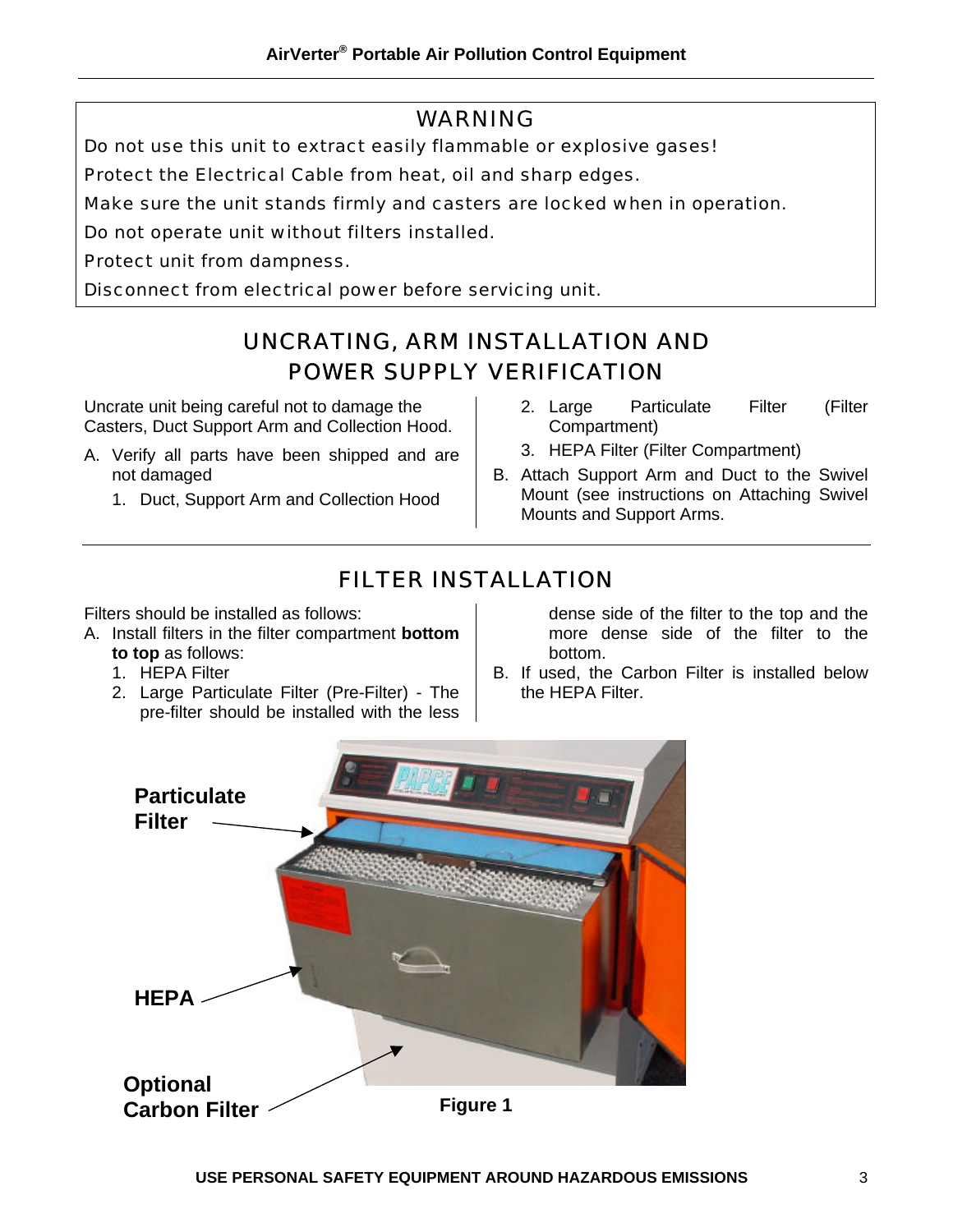## WARNING

Do not use this unit to extract easily flammable or explosive gases!

Protect the Electrical Cable from heat, oil and sharp edges.

Make sure the unit stands firmly and casters are locked when in operation.

Do not operate unit without filters installed.

Protect unit from dampness.

Disconnect from electrical power before servicing unit.

## UNCRATING, ARM INSTALLATION AND POWER SUPPLY VERIFICATION

Uncrate unit being careful not to damage the Casters, Duct Support Arm and Collection Hood.

A. Verify all parts have been shipped and are not damaged
   1. Duct, Support Arm and Collection Hood
   2. Large Particulate Filter (Filter Compartment)
   3. HEPA Filter (Filter Compartment)

B. Attach Support Arm and Duct to the Swivel Mount (see instructions on Attaching Swivel Mounts and Support Arms.

## FILTER INSTALLATION

Filters should be installed as follows:

A. Install filters in the filter compartment **bottom to top** as follows:
   1. HEPA Filter
   2. Large Particulate Filter (Pre-Filter) - The pre-filter should be installed with the less dense side of the filter to the top and the more dense side of the filter to the bottom.

B. If used, the Carbon Filter is installed below the HEPA Filter.

Particulate Filter

HEPA

Optional Carbon Filter

Figure 1

USE PERSONAL SAFETY EQUIPMENT AROUND HAZARDOUS EMISSIONS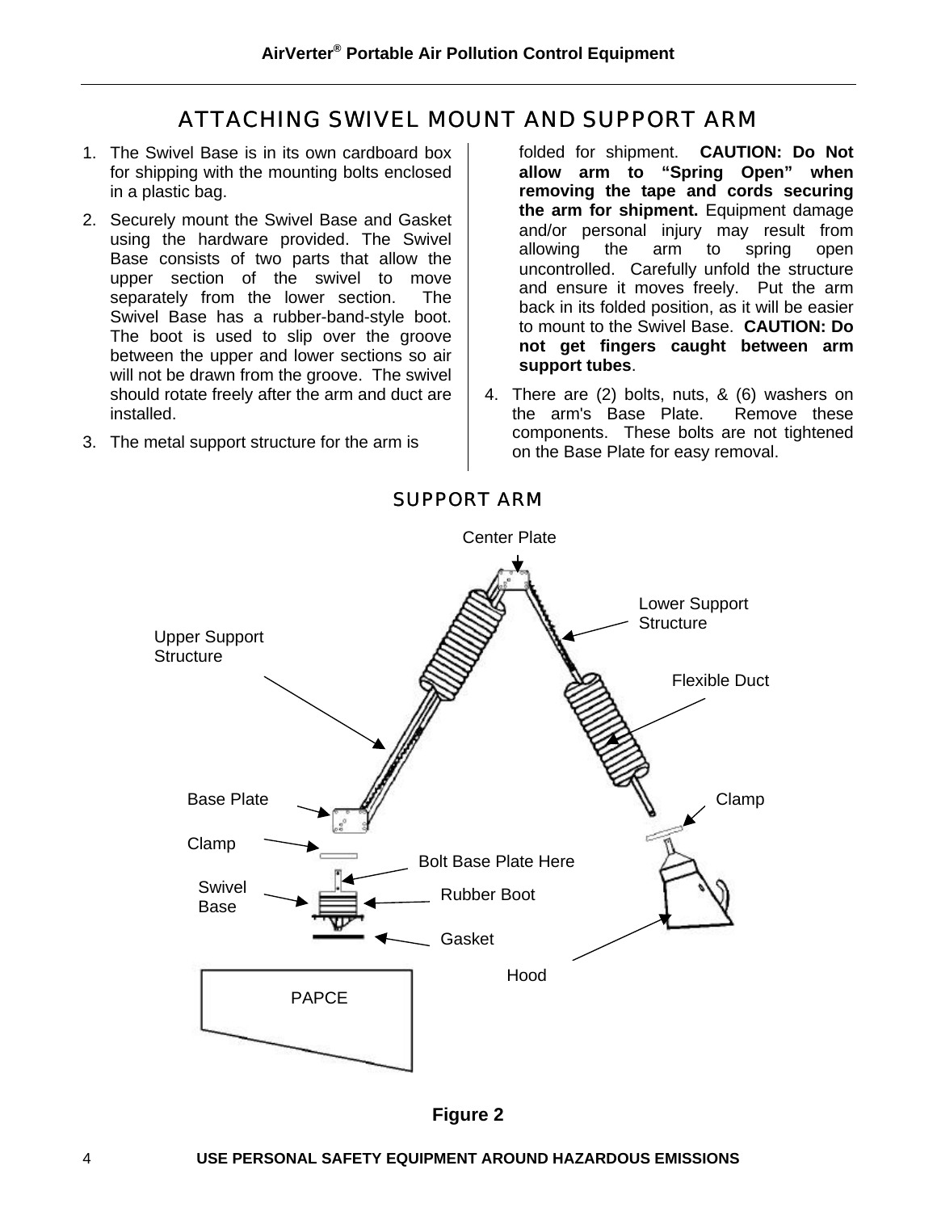## ATTACHING SWIVEL MOUNT AND SUPPORT ARM

1. The Swivel Base is in its own cardboard box for shipping with the mounting bolts enclosed in a plastic bag.
2. Securely mount the Swivel Base and Gasket using the hardware provided. The Swivel Base consists of two parts that allow the upper section of the swivel to move separately from the lower section. The Swivel Base has a rubber-band-style boot. The boot is used to slip over the groove between the upper and lower sections so air will not be drawn from the groove. The swivel should rotate freely after the arm and duct are installed.
3. The metal support structure for the arm is folded for shipment. **CAUTION: Do Not allow arm to "Spring Open" when removing the tape and cords securing the arm for shipment.** Equipment damage and/or personal injury may result from allowing the arm to spring open uncontrolled. Carefully unfold the structure and ensure it moves freely. Put the arm back in its folded position, as it will be easier to mount to the Swivel Base. **CAUTION: Do not get fingers caught between arm support tubes**.
4. There are (2) bolts, nuts, & (6) washers on the arm's Base Plate. Remove these components. These bolts are not tightened on the Base Plate for easy removal.

## SUPPORT ARM

Center Plate

Lower Support Structure

Upper Support Structure

Flexible Duct

Base Plate

Clamp

Clamp

Bolt Base Plate Here

Swivel Base

Rubber Boot

Gasket

Hood

PAPCE

**Figure 2**

**USE PERSONAL SAFETY EQUIPMENT AROUND HAZARDOUS EMISSIONS**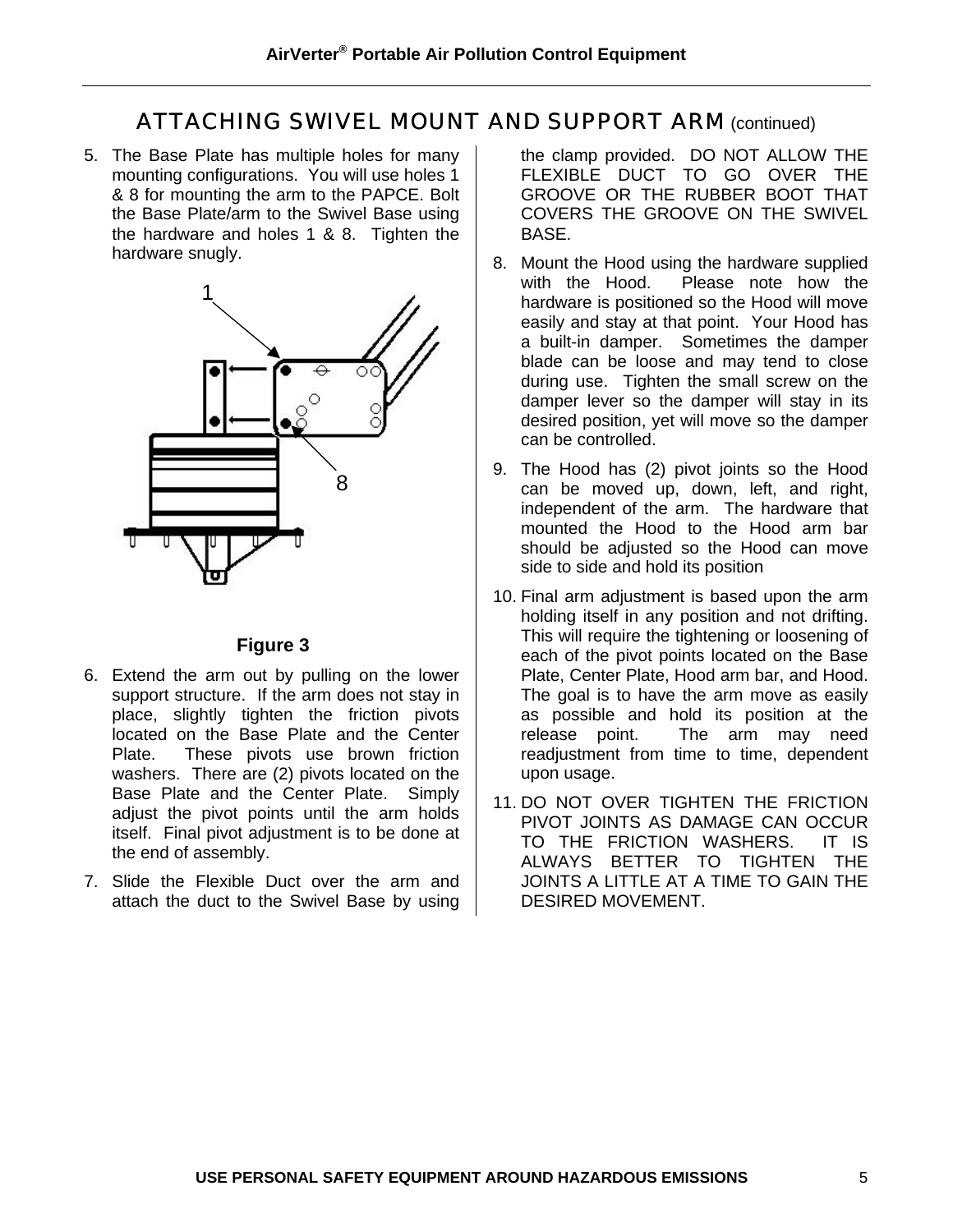## ATTACHING SWIVEL MOUNT AND SUPPORT ARM (continued)

5. The Base Plate has multiple holes for many mounting configurations. You will use holes 1 & 8 for mounting the arm to the PAPCE. Bolt the Base Plate/arm to the Swivel Base using the hardware and holes 1 & 8. Tighten the hardware snugly.

**Figure 3**

6. Extend the arm out by pulling on the lower support structure. If the arm does not stay in place, slightly tighten the friction pivots located on the Base Plate and the Center Plate. These pivots use brown friction washers. There are (2) pivots located on the Base Plate and the Center Plate. Simply adjust the pivot points until the arm holds itself. Final pivot adjustment is to be done at the end of assembly.

7. Slide the Flexible Duct over the arm and attach the duct to the Swivel Base by using the clamp provided. DO NOT ALLOW THE FLEXIBLE DUCT TO GO OVER THE GROOVE OR THE RUBBER BOOT THAT COVERS THE GROOVE ON THE SWIVEL BASE.

8. Mount the Hood using the hardware supplied with the Hood. Please note how the hardware is positioned so the Hood will move easily and stay at that point. Your Hood has a built-in damper. Sometimes the damper blade can be loose and may tend to close during use. Tighten the small screw on the damper lever so the damper will stay in its desired position, yet will move so the damper can be controlled.

9. The Hood has (2) pivot joints so the Hood can be moved up, down, left, and right, independent of the arm. The hardware that mounted the Hood to the Hood arm bar should be adjusted so the Hood can move side to side and hold its position

10. Final arm adjustment is based upon the arm holding itself in any position and not drifting. This will require the tightening or loosening of each of the pivot points located on the Base Plate, Center Plate, Hood arm bar, and Hood. The goal is to have the arm move as easily as possible and hold its position at the release point. The arm may need readjustment from time to time, dependent upon usage.

11. DO NOT OVER TIGHTEN THE FRICTION PIVOT JOINTS AS DAMAGE CAN OCCUR TO THE FRICTION WASHERS. IT IS ALWAYS BETTER TO TIGHTEN THE JOINTS A LITTLE AT A TIME TO GAIN THE DESIRED MOVEMENT.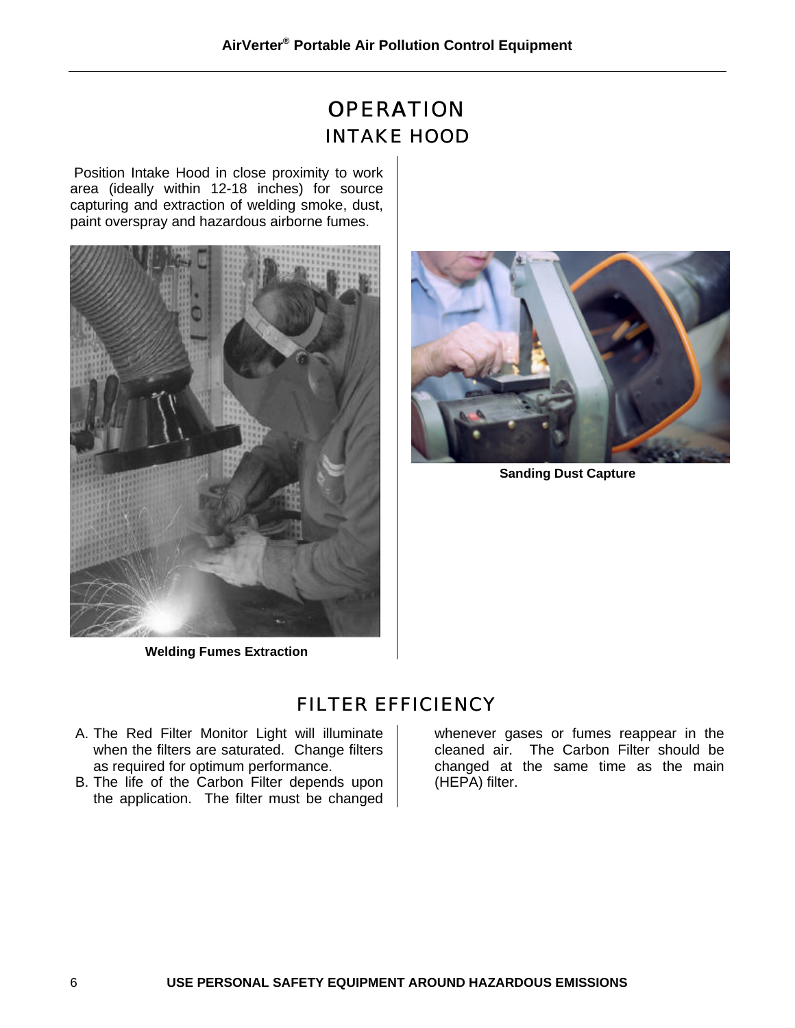# OPERATION

## INTAKE HOOD

Position Intake Hood in close proximity to work area (ideally within 12-18 inches) for source capturing and extraction of welding smoke, dust, paint overspray and hazardous airborne fumes.

**Welding Fumes Extraction**

**Sanding Dust Capture**

## FILTER EFFICIENCY

A. The Red Filter Monitor Light will illuminate when the filters are saturated. Change filters as required for optimum performance.

B. The life of the Carbon Filter depends upon the application. The filter must be changed whenever gases or fumes reappear in the cleaned air. The Carbon Filter should be changed at the same time as the main (HEPA) filter.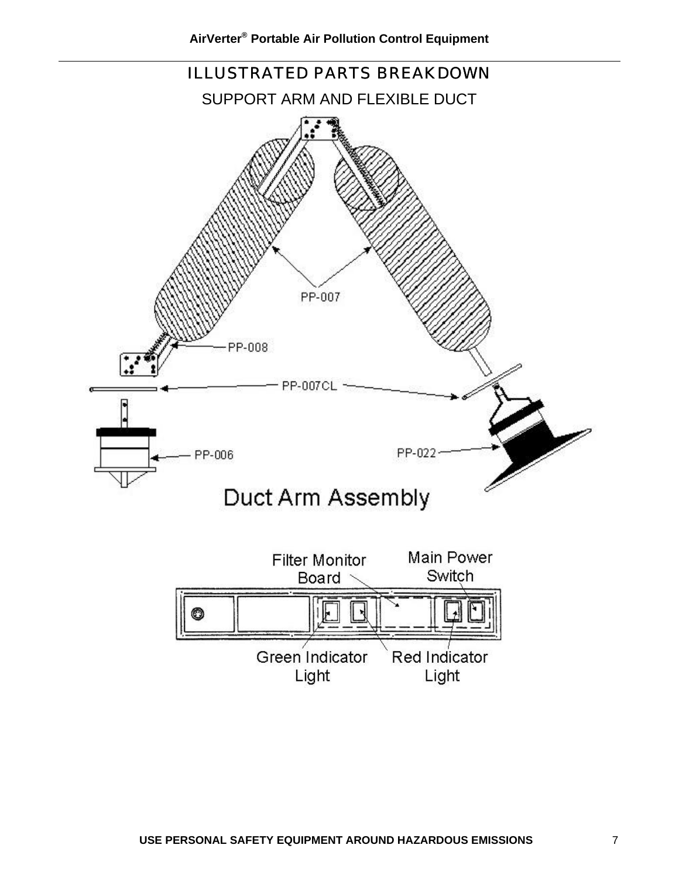# ILLUSTRATED PARTS BREAKDOWN

## SUPPORT ARM AND FLEXIBLE DUCT

PP-007

PP-008

PP-007CL

PP-006

PP-022

Duct Arm Assembly

Filter Monitor Board

Main Power Switch

Green Indicator Light

Red Indicator Light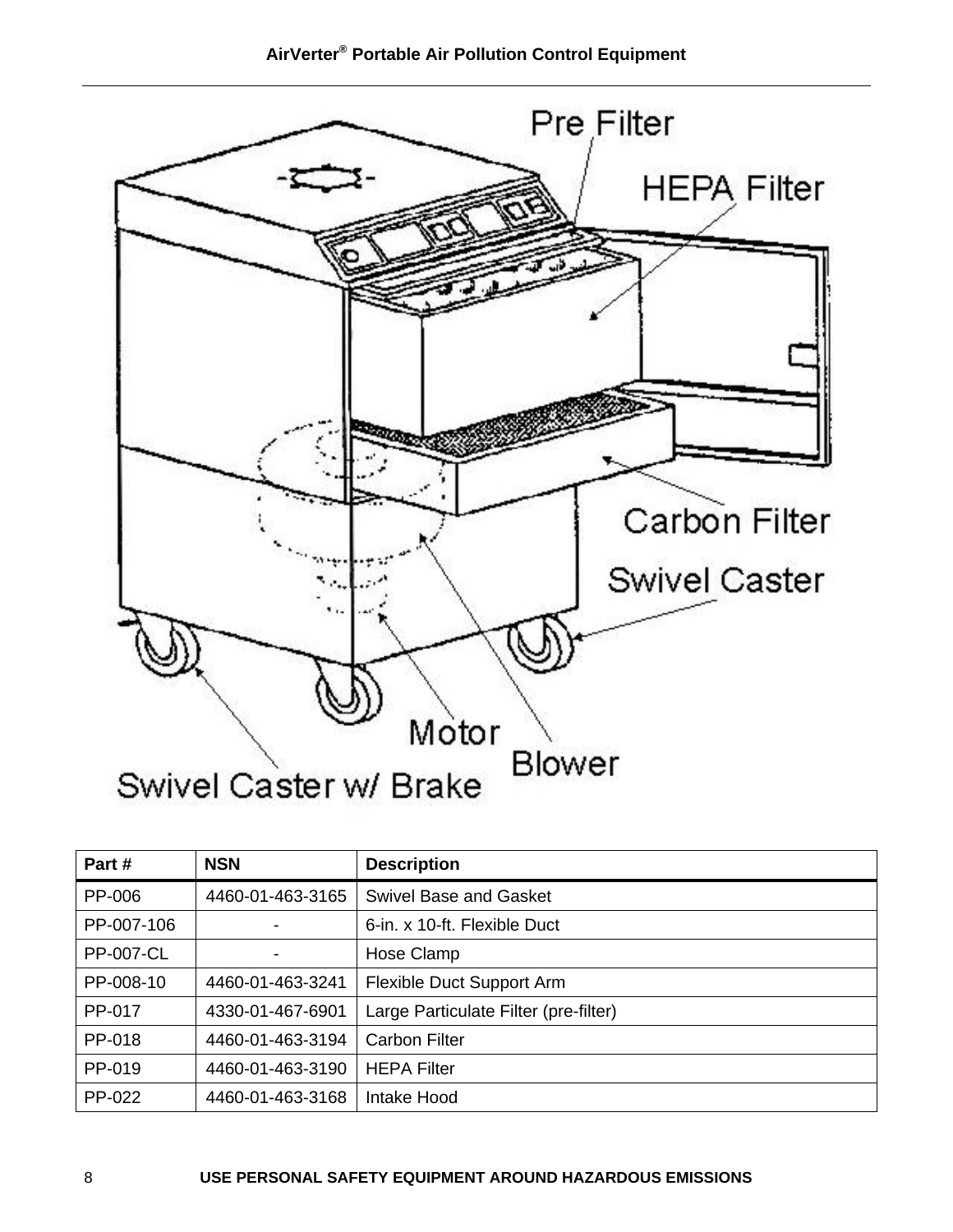Pre Filter

HEPA Filter

Carbon Filter

Swivel Caster

Motor

Blower

Swivel Caster w/ Brake

| Part # | NSN | Description |
| --- | --- | --- |
| PP-006 | 4460-01-463-3165 | Swivel Base and Gasket |
| PP-007-106 | - | 6-in. x 10-ft. Flexible Duct |
| PP-007-CL | - | Hose Clamp |
| PP-008-10 | 4460-01-463-3241 | Flexible Duct Support Arm |
| PP-017 | 4330-01-467-6901 | Large Particulate Filter (pre-filter) |
| PP-018 | 4460-01-463-3194 | Carbon Filter |
| PP-019 | 4460-01-463-3190 | HEPA Filter |
| PP-022 | 4460-01-463-3168 | Intake Hood |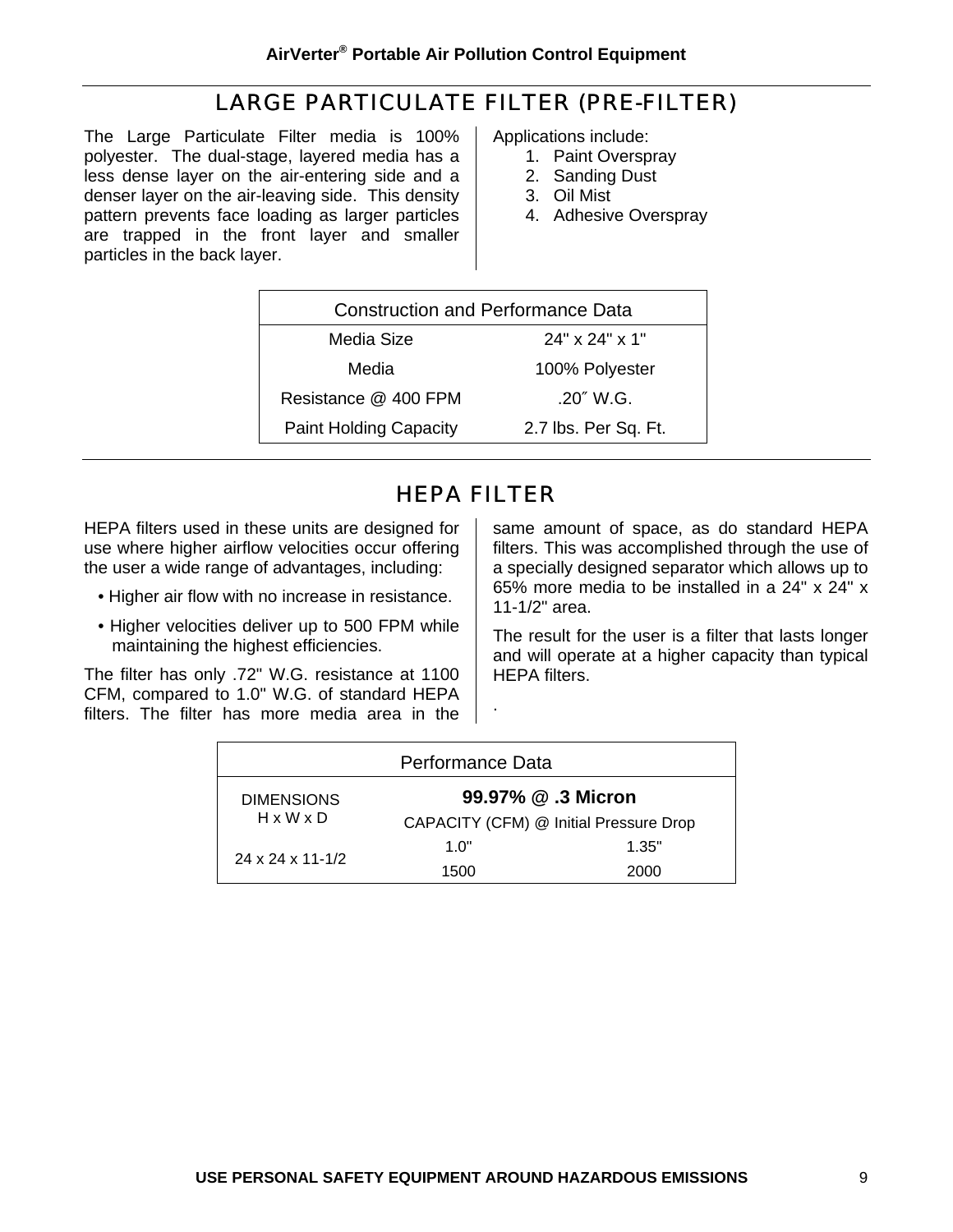## LARGE PARTICULATE FILTER (PRE-FILTER)

The Large Particulate Filter media is 100% polyester. The dual-stage, layered media has a less dense layer on the air-entering side and a denser layer on the air-leaving side. This density pattern prevents face loading as larger particles are trapped in the front layer and smaller particles in the back layer.

Applications include:

1. Paint Overspray
2. Sanding Dust
3. Oil Mist
4. Adhesive Overspray

| Construction and Performance Data | |
|---|---|
| Media Size | 24" x 24" x 1" |
| Media | 100% Polyester |
| Resistance @ 400 FPM | .20″ W.G. |
| Paint Holding Capacity | 2.7 lbs. Per Sq. Ft. |

## HEPA FILTER

HEPA filters used in these units are designed for use where higher airflow velocities occur offering the user a wide range of advantages, including:

- Higher air flow with no increase in resistance.
- Higher velocities deliver up to 500 FPM while maintaining the highest efficiencies.

The filter has only .72" W.G. resistance at 1100 CFM, compared to 1.0" W.G. of standard HEPA filters. The filter has more media area in the same amount of space, as do standard HEPA filters. This was accomplished through the use of a specially designed separator which allows up to 65% more media to be installed in a 24" x 24" x 11-1/2" area.

The result for the user is a filter that lasts longer and will operate at a higher capacity than typical HEPA filters.

| Performance Data | | |
|---|---|---|
| DIMENSIONS H x W x D | **99.97% @ .3 Micron** | |
| | CAPACITY (CFM) @ Initial Pressure Drop | |
| 24 x 24 x 11-1/2 | 1.0" | 1.35" |
| | 1500 | 2000 |

**USE PERSONAL SAFETY EQUIPMENT AROUND HAZARDOUS EMISSIONS**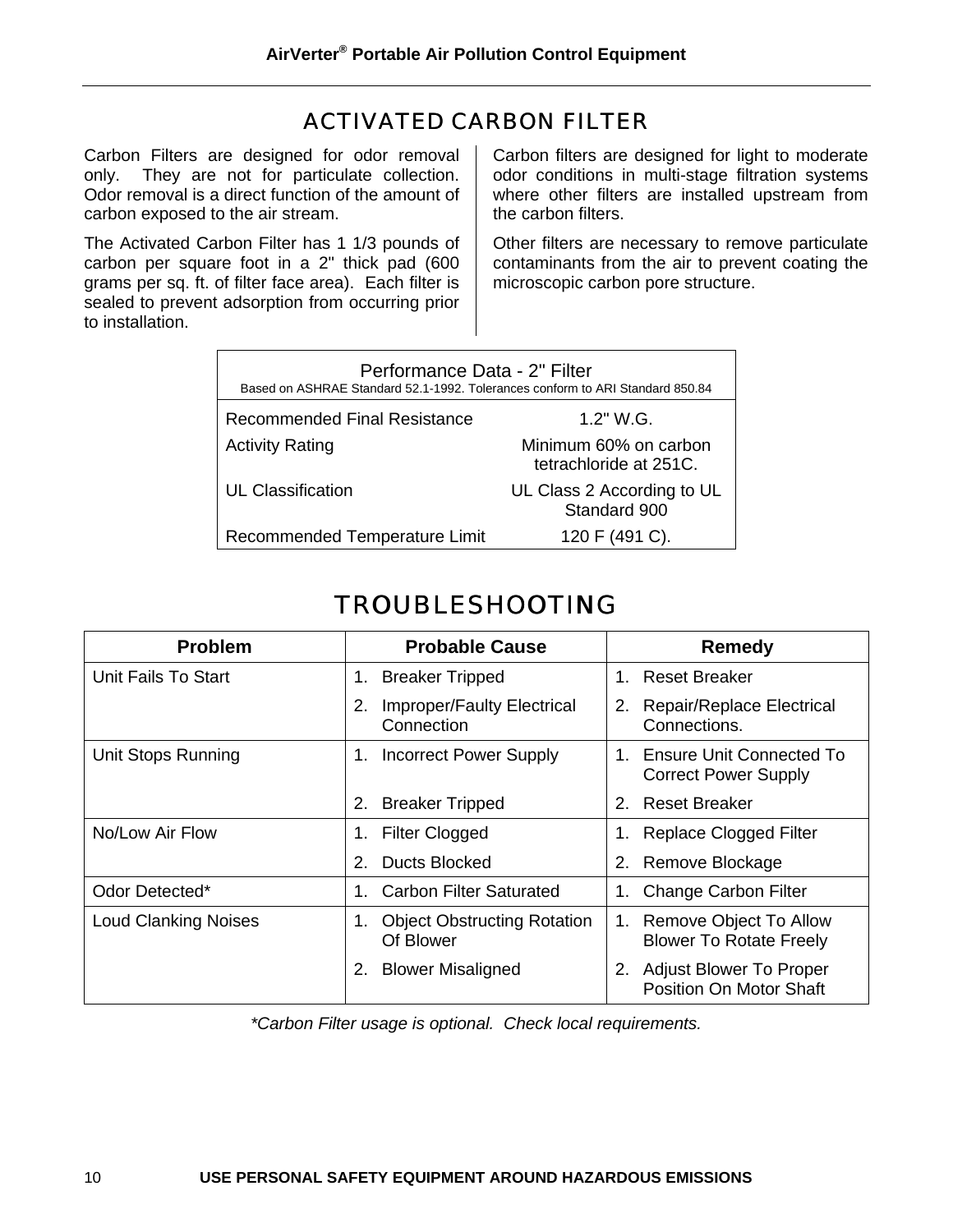# ACTIVATED CARBON FILTER

Carbon Filters are designed for odor removal only. They are not for particulate collection. Odor removal is a direct function of the amount of carbon exposed to the air stream.

The Activated Carbon Filter has 1 1/3 pounds of carbon per square foot in a 2" thick pad (600 grams per sq. ft. of filter face area). Each filter is sealed to prevent adsorption from occurring prior to installation.

Carbon filters are designed for light to moderate odor conditions in multi-stage filtration systems where other filters are installed upstream from the carbon filters.

Other filters are necessary to remove particulate contaminants from the air to prevent coating the microscopic carbon pore structure.

| Performance Data - 2" Filter<br>Based on ASHRAE Standard 52.1-1992. Tolerances conform to ARI Standard 850.84 | |
|---|---|
| Recommended Final Resistance | 1.2" W.G. |
| Activity Rating | Minimum 60% on carbon tetrachloride at 251C. |
| UL Classification | UL Class 2 According to UL Standard 900 |
| Recommended Temperature Limit | 120 F (491 C). |

# TROUBLESHOOTING

| Problem | Probable Cause | Remedy |
|---|---|---|
| Unit Fails To Start | 1. Breaker Tripped<br>2. Improper/Faulty Electrical Connection | 1. Reset Breaker<br>2. Repair/Replace Electrical Connections. |
| Unit Stops Running | 1. Incorrect Power Supply<br>2. Breaker Tripped | 1. Ensure Unit Connected To Correct Power Supply<br>2. Reset Breaker |
| No/Low Air Flow | 1. Filter Clogged<br>2. Ducts Blocked | 1. Replace Clogged Filter<br>2. Remove Blockage |
| Odor Detected* | 1. Carbon Filter Saturated | 1. Change Carbon Filter |
| Loud Clanking Noises | 1. Object Obstructing Rotation Of Blower<br>2. Blower Misaligned | 1. Remove Object To Allow Blower To Rotate Freely<br>2. Adjust Blower To Proper Position On Motor Shaft |

*\*Carbon Filter usage is optional. Check local requirements.*

**USE PERSONAL SAFETY EQUIPMENT AROUND HAZARDOUS EMISSIONS**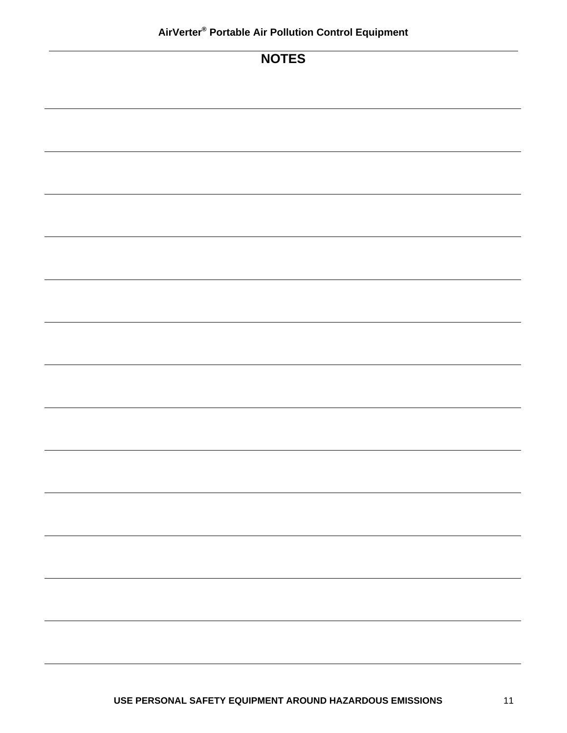# NOTES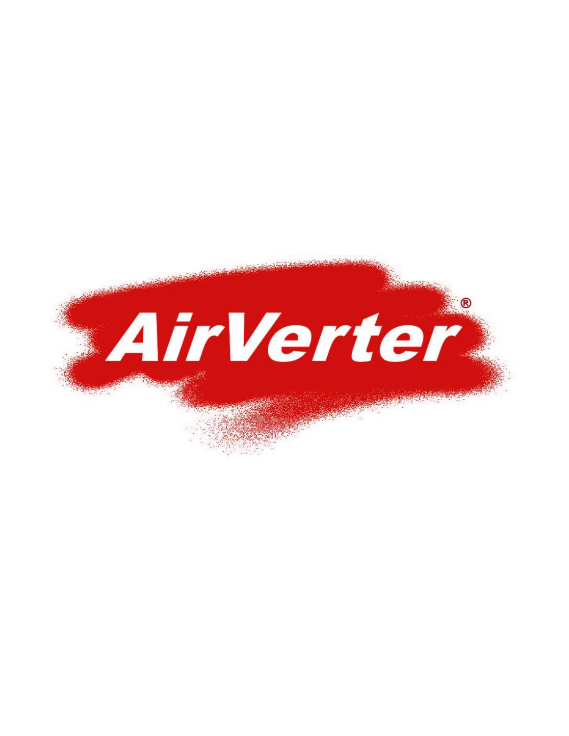AirVerter®